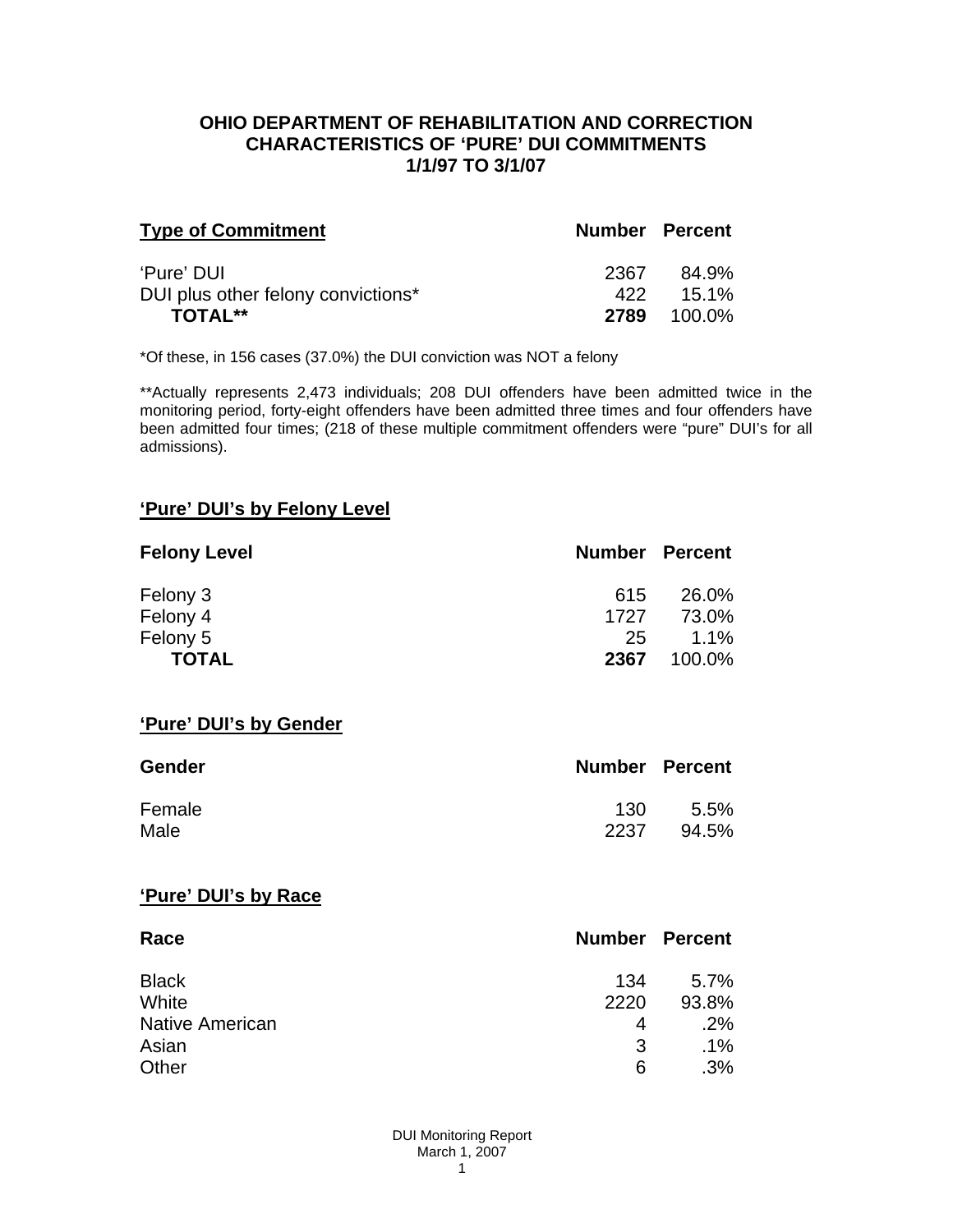# OHIO DEPARTMENT OF REHABILITATION AND CORRECTION
## CHARACTERISTICS OF 'PURE' DUI COMMITMENTS
## 1/1/97 TO 3/1/07

| **Type of Commitment** | **Number** | **Percent** |
|---|---|---|
| 'Pure' DUI | 2367 | 84.9% |
| DUI plus other felony convictions* | 422 | 15.1% |
| **TOTAL**** | **2789** | 100.0% |

*Of these, in 156 cases (37.0%) the DUI conviction was NOT a felony

**Actually represents 2,473 individuals; 208 DUI offenders have been admitted twice in the monitoring period, forty-eight offenders have been admitted three times and four offenders have been admitted four times; (218 of these multiple commitment offenders were "pure" DUI's for all admissions).

## 'Pure' DUI's by Felony Level

| **Felony Level** | **Number** | **Percent** |
|---|---|---|
| Felony 3 | 615 | 26.0% |
| Felony 4 | 1727 | 73.0% |
| Felony 5 | 25 | 1.1% |
| **TOTAL** | **2367** | 100.0% |

## 'Pure' DUI's by Gender

| **Gender** | **Number** | **Percent** |
|---|---|---|
| Female | 130 | 5.5% |
| Male | 2237 | 94.5% |

## 'Pure' DUI's by Race

| **Race** | **Number** | **Percent** |
|---|---|---|
| Black | 134 | 5.7% |
| White | 2220 | 93.8% |
| Native American | 4 | .2% |
| Asian | 3 | .1% |
| Other | 6 | .3% |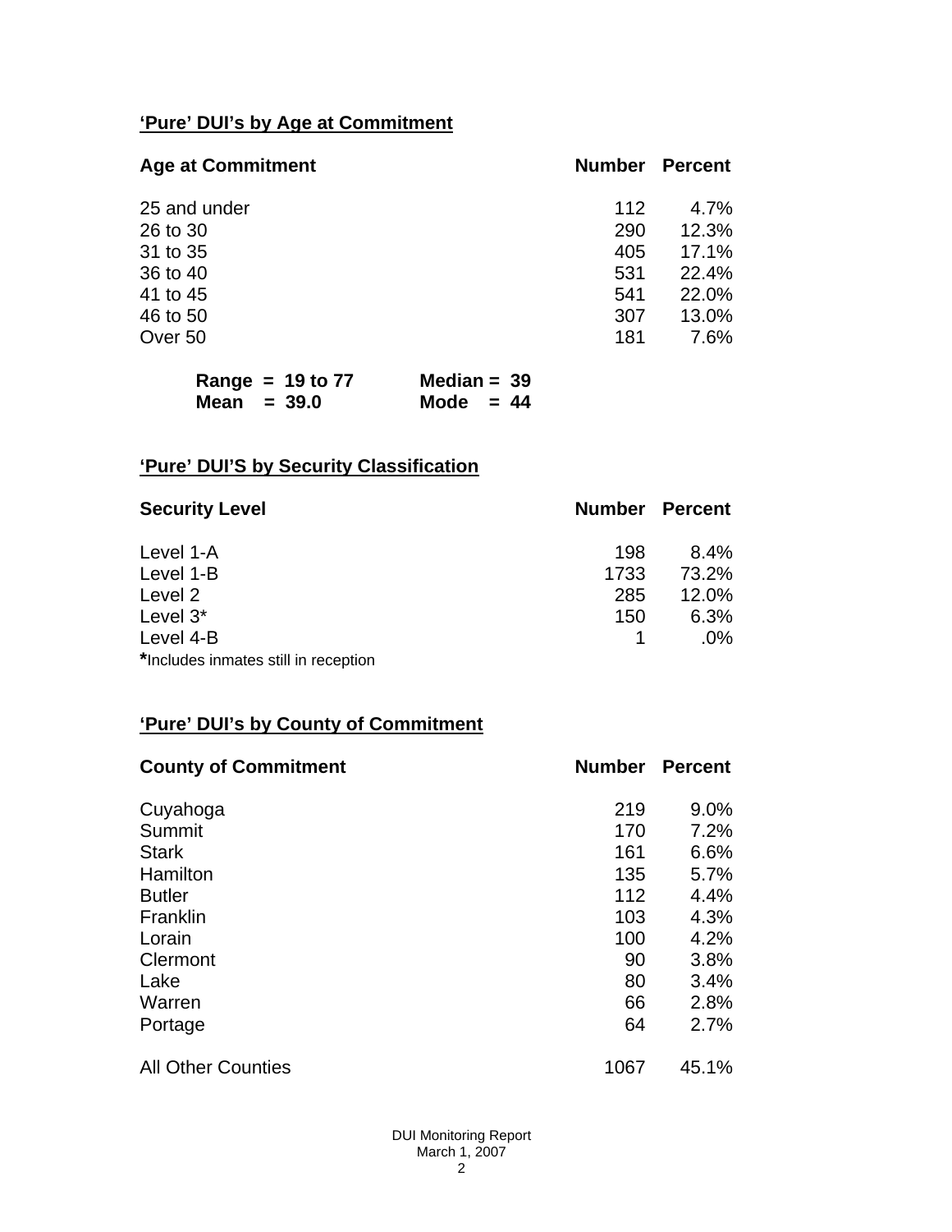## 'Pure' DUI's by Age at Commitment

| Age at Commitment | Number | Percent |
|---|---|---|
| 25 and under | 112 | 4.7% |
| 26 to 30 | 290 | 12.3% |
| 31 to 35 | 405 | 17.1% |
| 36 to 40 | 531 | 22.4% |
| 41 to 45 | 541 | 22.0% |
| 46 to 50 | 307 | 13.0% |
| Over 50 | 181 | 7.6% |

**Range = 19 to 77** **Median = 39**
**Mean = 39.0** **Mode = 44**

## 'Pure' DUI'S by Security Classification

| Security Level | Number | Percent |
|---|---|---|
| Level 1-A | 198 | 8.4% |
| Level 1-B | 1733 | 73.2% |
| Level 2 | 285 | 12.0% |
| Level 3* | 150 | 6.3% |
| Level 4-B | 1 | .0% |

***Includes inmates still in reception**

## 'Pure' DUI's by County of Commitment

| County of Commitment | Number | Percent |
|---|---|---|
| Cuyahoga | 219 | 9.0% |
| Summit | 170 | 7.2% |
| Stark | 161 | 6.6% |
| Hamilton | 135 | 5.7% |
| Butler | 112 | 4.4% |
| Franklin | 103 | 4.3% |
| Lorain | 100 | 4.2% |
| Clermont | 90 | 3.8% |
| Lake | 80 | 3.4% |
| Warren | 66 | 2.8% |
| Portage | 64 | 2.7% |
| All Other Counties | 1067 | 45.1% |

DUI Monitoring Report
March 1, 2007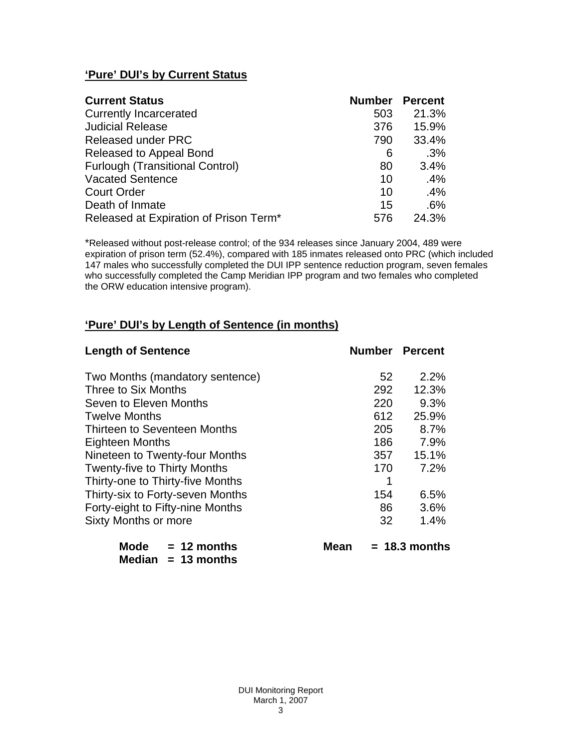## 'Pure' DUI's by Current Status

| Current Status | Number | Percent |
|---|---|---|
| Currently Incarcerated | 503 | 21.3% |
| Judicial Release | 376 | 15.9% |
| Released under PRC | 790 | 33.4% |
| Released to Appeal Bond | 6 | .3% |
| Furlough (Transitional Control) | 80 | 3.4% |
| Vacated Sentence | 10 | .4% |
| Court Order | 10 | .4% |
| Death of Inmate | 15 | .6% |
| Released at Expiration of Prison Term* | 576 | 24.3% |

*Released without post-release control; of the 934 releases since January 2004, 489 were expiration of prison term (52.4%), compared with 185 inmates released onto PRC (which included 147 males who successfully completed the DUI IPP sentence reduction program, seven females who successfully completed the Camp Meridian IPP program and two females who completed the ORW education intensive program).

## 'Pure' DUI's by Length of Sentence (in months)

| Length of Sentence | Number | Percent |
|---|---|---|
| Two Months (mandatory sentence) | 52 | 2.2% |
| Three to Six Months | 292 | 12.3% |
| Seven to Eleven Months | 220 | 9.3% |
| Twelve Months | 612 | 25.9% |
| Thirteen to Seventeen Months | 205 | 8.7% |
| Eighteen Months | 186 | 7.9% |
| Nineteen to Twenty-four Months | 357 | 15.1% |
| Twenty-five to Thirty Months | 170 | 7.2% |
| Thirty-one to Thirty-five Months | 1 | |
| Thirty-six to Forty-seven Months | 154 | 6.5% |
| Forty-eight to Fifty-nine Months | 86 | 3.6% |
| Sixty Months or more | 32 | 1.4% |

**Mode = 12 months** **Mean = 18.3 months**
**Median = 13 months**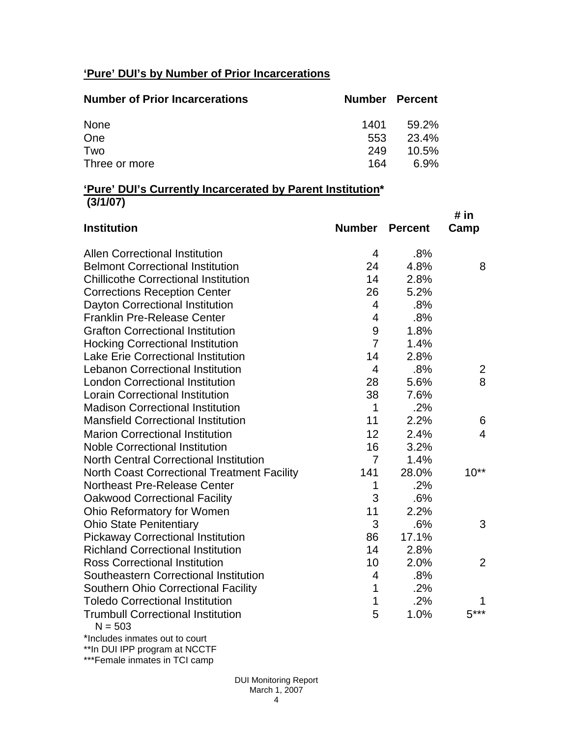**'Pure' DUI's by Number of Prior Incarcerations**

| Number of Prior Incarcerations | Number | Percent |
|---|---|---|
| None | 1401 | 59.2% |
| One | 553 | 23.4% |
| Two | 249 | 10.5% |
| Three or more | 164 | 6.9% |

**'Pure' DUI's Currently Incarcerated by Parent Institution* (3/1/07)**

| Institution | Number | Percent | # in Camp |
|---|---|---|---|
| Allen Correctional Institution | 4 | .8% | |
| Belmont Correctional Institution | 24 | 4.8% | 8 |
| Chillicothe Correctional Institution | 14 | 2.8% | |
| Corrections Reception Center | 26 | 5.2% | |
| Dayton Correctional Institution | 4 | .8% | |
| Franklin Pre-Release Center | 4 | .8% | |
| Grafton Correctional Institution | 9 | 1.8% | |
| Hocking Correctional Institution | 7 | 1.4% | |
| Lake Erie Correctional Institution | 14 | 2.8% | |
| Lebanon Correctional Institution | 4 | .8% | 2 |
| London Correctional Institution | 28 | 5.6% | 8 |
| Lorain Correctional Institution | 38 | 7.6% | |
| Madison Correctional Institution | 1 | .2% | |
| Mansfield Correctional Institution | 11 | 2.2% | 6 |
| Marion Correctional Institution | 12 | 2.4% | 4 |
| Noble Correctional Institution | 16 | 3.2% | |
| North Central Correctional Institution | 7 | 1.4% | |
| North Coast Correctional Treatment Facility | 141 | 28.0% | 10** |
| Northeast Pre-Release Center | 1 | .2% | |
| Oakwood Correctional Facility | 3 | .6% | |
| Ohio Reformatory for Women | 11 | 2.2% | |
| Ohio State Penitentiary | 3 | .6% | 3 |
| Pickaway Correctional Institution | 86 | 17.1% | |
| Richland Correctional Institution | 14 | 2.8% | |
| Ross Correctional Institution | 10 | 2.0% | 2 |
| Southeastern Correctional Institution | 4 | .8% | |
| Southern Ohio Correctional Facility | 1 | .2% | |
| Toledo Correctional Institution | 1 | .2% | 1 |
| Trumbull Correctional Institution | 5 | 1.0% | 5*** |

N = 503

*Includes inmates out to court

**In DUI IPP program at NCCTF

***Female inmates in TCI camp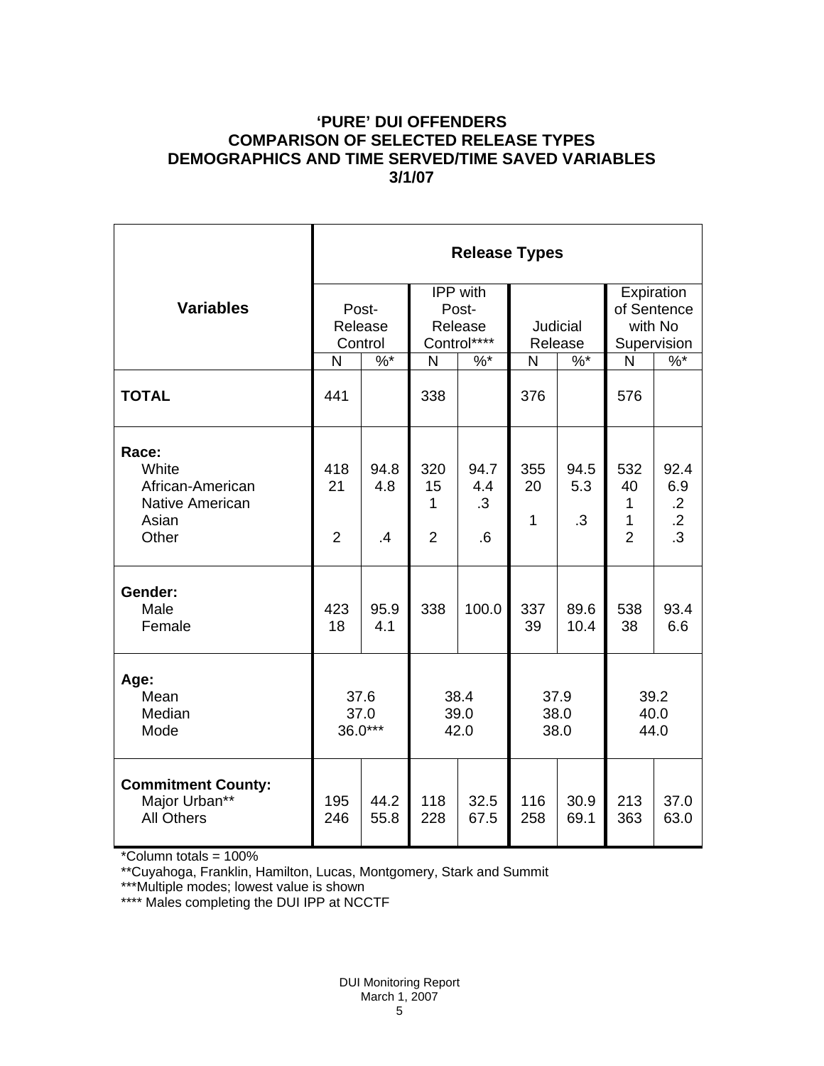# 'PURE' DUI OFFENDERS
# COMPARISON OF SELECTED RELEASE TYPES
# DEMOGRAPHICS AND TIME SERVED/TIME SAVED VARIABLES
# 3/1/07

| Variables | Release Types | | | | | | | |
|---|---|---|---|---|---|---|---|---|
| | Post-Release Control | | IPP with Post-Release Control**** | | Judicial Release | | Expiration of Sentence with No Supervision | |
| | N | %* | N | %* | N | %* | N | %* |
| **TOTAL** | 441 | | 338 | | 376 | | 576 | |
| **Race:** | | | | | | | | |
| White | 418 | 94.8 | 320 | 94.7 | 355 | 94.5 | 532 | 92.4 |
| African-American | 21 | 4.8 | 15 | 4.4 | 20 | 5.3 | 40 | 6.9 |
| Native American | | | 1 | .3 | | | 1 | .2 |
| Asian | | | | | 1 | .3 | 1 | .2 |
| Other | 2 | .4 | 2 | .6 | | | 2 | .3 |
| **Gender:** | | | | | | | | |
| Male | 423 | 95.9 | 338 | 100.0 | 337 | 89.6 | 538 | 93.4 |
| Female | 18 | 4.1 | | | 39 | 10.4 | 38 | 6.6 |
| **Age:** | | | | | | | | |
| Mean | 37.6 | | 38.4 | | 37.9 | | 39.2 | |
| Median | 37.0 | | 39.0 | | 38.0 | | 40.0 | |
| Mode | 36.0*** | | 42.0 | | 38.0 | | 44.0 | |
| **Commitment County:** | | | | | | | | |
| Major Urban** | 195 | 44.2 | 118 | 32.5 | 116 | 30.9 | 213 | 37.0 |
| All Others | 246 | 55.8 | 228 | 67.5 | 258 | 69.1 | 363 | 63.0 |

*Column totals = 100%

**Cuyahoga, Franklin, Hamilton, Lucas, Montgomery, Stark and Summit

***Multiple modes; lowest value is shown

**** Males completing the DUI IPP at NCCTF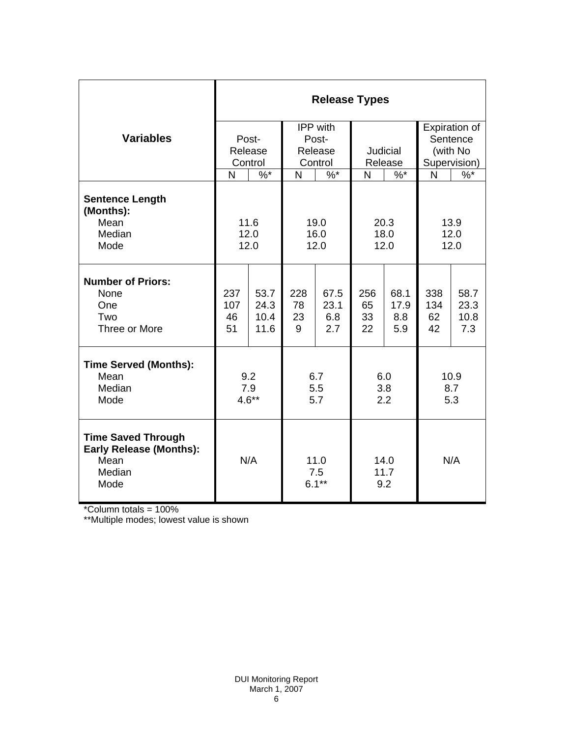| Variables | Release Types | | | | | | | |
|---|---|---|---|---|---|---|---|---|
| | Post-Release Control | | IPP with Post-Release Control | | Judicial Release | | Expiration of Sentence (with No Supervision) | |
| | N | %* | N | %* | N | %* | N | %* |
| **Sentence Length (Months):** | | | | | | | | |
| Mean | 11.6 | | 19.0 | | 20.3 | | 13.9 | |
| Median | 12.0 | | 16.0 | | 18.0 | | 12.0 | |
| Mode | 12.0 | | 12.0 | | 12.0 | | 12.0 | |
| **Number of Priors:** | | | | | | | | |
| None | 237 | 53.7 | 228 | 67.5 | 256 | 68.1 | 338 | 58.7 |
| One | 107 | 24.3 | 78 | 23.1 | 65 | 17.9 | 134 | 23.3 |
| Two | 46 | 10.4 | 23 | 6.8 | 33 | 8.8 | 62 | 10.8 |
| Three or More | 51 | 11.6 | 9 | 2.7 | 22 | 5.9 | 42 | 7.3 |
| **Time Served (Months):** | | | | | | | | |
| Mean | 9.2 | | 6.7 | | 6.0 | | 10.9 | |
| Median | 7.9 | | 5.5 | | 3.8 | | 8.7 | |
| Mode | 4.6** | | 5.7 | | 2.2 | | 5.3 | |
| **Time Saved Through Early Release (Months):** | | | | | | | | |
| Mean | N/A | | 11.0 | | 14.0 | | N/A | |
| Median | | | 7.5 | | 11.7 | | | |
| Mode | | | 6.1** | | 9.2 | | | |

*Column totals = 100%

**Multiple modes; lowest value is shown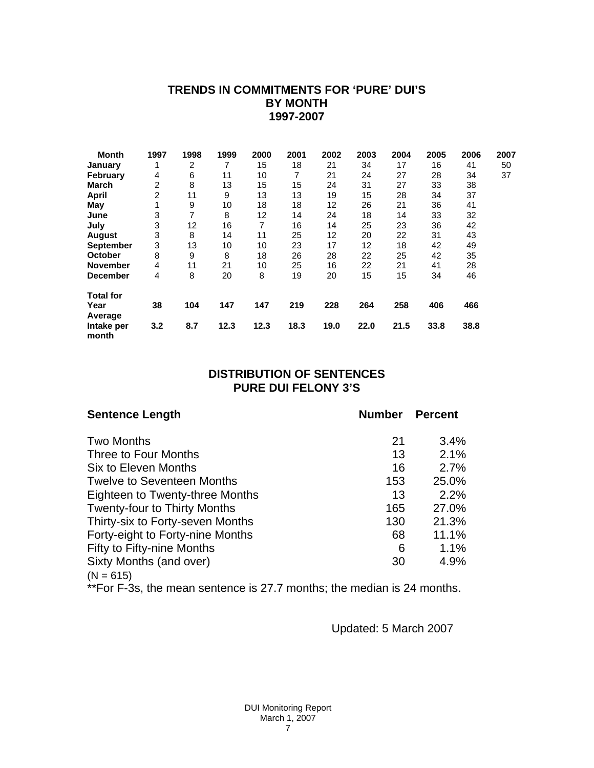## TRENDS IN COMMITMENTS FOR 'PURE' DUI'S BY MONTH 1997-2007

| Month | 1997 | 1998 | 1999 | 2000 | 2001 | 2002 | 2003 | 2004 | 2005 | 2006 | 2007 |
|---|---|---|---|---|---|---|---|---|---|---|---|
| **January** | 1 | 2 | 7 | 15 | 18 | 21 | 34 | 17 | 16 | 41 | 50 |
| **February** | 4 | 6 | 11 | 10 | 7 | 21 | 24 | 27 | 28 | 34 | 37 |
| **March** | 2 | 8 | 13 | 15 | 15 | 24 | 31 | 27 | 33 | 38 | |
| **April** | 2 | 11 | 9 | 13 | 13 | 19 | 15 | 28 | 34 | 37 | |
| **May** | 1 | 9 | 10 | 18 | 18 | 12 | 26 | 21 | 36 | 41 | |
| **June** | 3 | 7 | 8 | 12 | 14 | 24 | 18 | 14 | 33 | 32 | |
| **July** | 3 | 12 | 16 | 7 | 16 | 14 | 25 | 23 | 36 | 42 | |
| **August** | 3 | 8 | 14 | 11 | 25 | 12 | 20 | 22 | 31 | 43 | |
| **September** | 3 | 13 | 10 | 10 | 23 | 17 | 12 | 18 | 42 | 49 | |
| **October** | 8 | 9 | 8 | 18 | 26 | 28 | 22 | 25 | 42 | 35 | |
| **November** | 4 | 11 | 21 | 10 | 25 | 16 | 22 | 21 | 41 | 28 | |
| **December** | 4 | 8 | 20 | 8 | 19 | 20 | 15 | 15 | 34 | 46 | |
| **Total for Year** | **38** | **104** | **147** | **147** | **219** | **228** | **264** | **258** | **406** | **466** | |
| **Average Intake per month** | **3.2** | **8.7** | **12.3** | **12.3** | **18.3** | **19.0** | **22.0** | **21.5** | **33.8** | **38.8** | |

## DISTRIBUTION OF SENTENCES PURE DUI FELONY 3'S

| Sentence Length | Number | Percent |
|---|---|---|
| Two Months | 21 | 3.4% |
| Three to Four Months | 13 | 2.1% |
| Six to Eleven Months | 16 | 2.7% |
| Twelve to Seventeen Months | 153 | 25.0% |
| Eighteen to Twenty-three Months | 13 | 2.2% |
| Twenty-four to Thirty Months | 165 | 27.0% |
| Thirty-six to Forty-seven Months | 130 | 21.3% |
| Forty-eight to Forty-nine Months | 68 | 11.1% |
| Fifty to Fifty-nine Months | 6 | 1.1% |
| Sixty Months (and over) | 30 | 4.9% |

(N = 615)

**For F-3s, the mean sentence is 27.7 months; the median is 24 months.

Updated: 5 March 2007